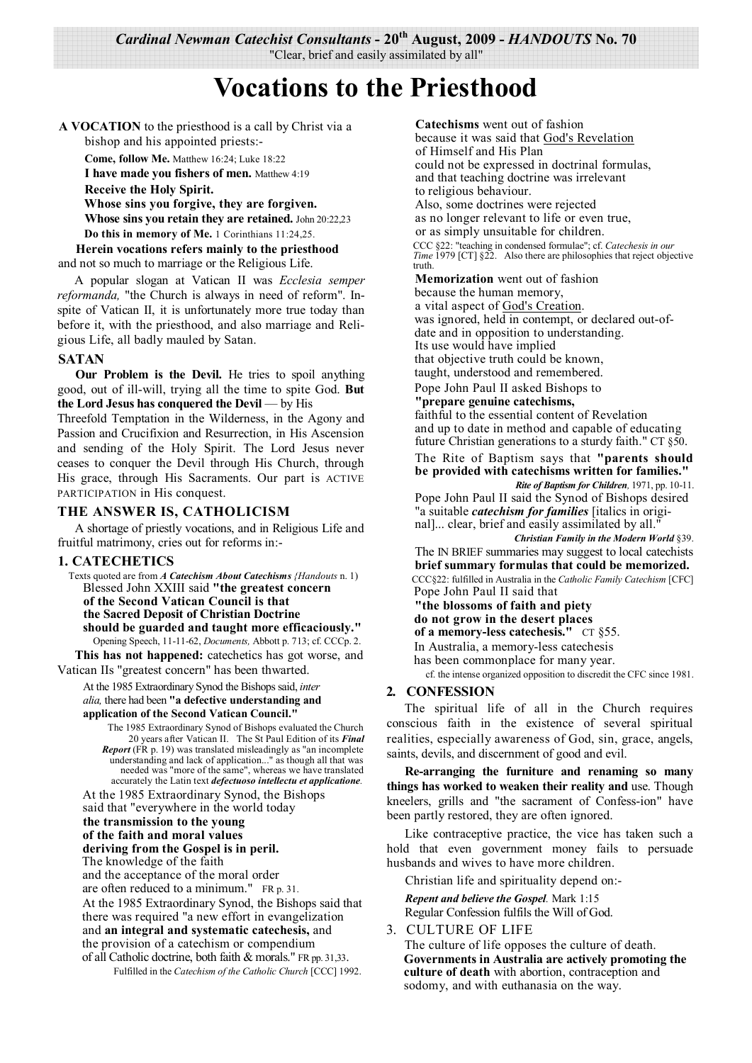**Cardinal Newman Catechist Consultants - 20th August, 2009 - *HANDOUTS* No. 70**
"Clear, brief and easily assimilated by all"

# Vocations to the Priesthood

**A VOCATION** to the priesthood is a call by Christ via a bishop and his appointed priests:-

**Come, follow Me.** Matthew 16:24; Luke 18:22
**I have made you fishers of men.** Matthew 4:19
**Receive the Holy Spirit.**
**Whose sins you forgive, they are forgiven.**
**Whose sins you retain they are retained.** John 20:22,23
**Do this in memory of Me.** 1 Corinthians 11:24,25.

**Herein vocations refers mainly to the priesthood** and not so much to marriage or the Religious Life.

A popular slogan at Vatican II was *Ecclesia semper reformanda,* "the Church is always in need of reform". Inspite of Vatican II, it is unfortunately more true today than before it, with the priesthood, and also marriage and Religious Life, all badly mauled by Satan.

## SATAN

**Our Problem is the Devil.** He tries to spoil anything good, out of ill-will, trying all the time to spite God. **But the Lord Jesus has conquered the Devil** — by His Threefold Temptation in the Wilderness, in the Agony and Passion and Crucifixion and Resurrection, in His Ascension and sending of the Holy Spirit. The Lord Jesus never ceases to conquer the Devil through His Church, through His grace, through His Sacraments. Our part is ACTIVE PARTICIPATION in His conquest.

## THE ANSWER IS, CATHOLICISM

A shortage of priestly vocations, and in Religious Life and fruitful matrimony, cries out for reforms in:-

### 1. CATECHETICS

Texts quoted are from ***A Catechism About Catechisms*** *{Handouts* n. 1)

Blessed John XXIII said **"the greatest concern of the Second Vatican Council is that the Sacred Deposit of Christian Doctrine should be guarded and taught more efficaciously."** Opening Speech, 11-11-62, *Documents,* Abbott p. 713; cf. CCCp. 2.

**This has not happened:** catechetics has got worse, and Vatican IIs "greatest concern" has been thwarted.

At the 1985 Extraordinary Synod the Bishops said, *inter alia,* there had been **"a defective understanding and application of the Second Vatican Council."**

The 1985 Extraordinary Synod of Bishops evaluated the Church 20 years after Vatican II. The St Paul Edition of its ***Final Report*** (FR p. 19) was translated misleadingly as "an incomplete understanding and lack of application..." as though all that was needed was "more of the same", whereas we have translated accurately the Latin text ***defectuoso intellectu et applicatione***.

At the 1985 Extraordinary Synod, the Bishops said that "everywhere in the world today **the transmission to the young of the faith and moral values deriving from the Gospel is in peril.** The knowledge of the faith and the acceptance of the moral order are often reduced to a minimum." FR p. 31.

At the 1985 Extraordinary Synod, the Bishops said that there was required "a new effort in evangelization and **an integral and systematic catechesis,** and the provision of a catechism or compendium of all Catholic doctrine, both faith & morals." FR pp. 31,33.
Fulfilled in the *Catechism of the Catholic Church* [CCC] 1992.

**Catechisms** went out of fashion because it was said that God's Revelation of Himself and His Plan could not be expressed in doctrinal formulas, and that teaching doctrine was irrelevant to religious behaviour. Also, some doctrines were rejected as no longer relevant to life or even true, or as simply unsuitable for children.
CCC §22: "teaching in condensed formulae"; cf. *Catechesis in our Time* 1979 [CT] §22. Also there are philosophies that reject objective truth.

**Memorization** went out of fashion because the human memory, a vital aspect of God's Creation. was ignored, held in contempt, or declared out-of-date and in opposition to understanding. Its use would have implied that objective truth could be known, taught, understood and remembered.

Pope John Paul II asked Bishops to **"prepare genuine catechisms,** faithful to the essential content of Revelation and up to date in method and capable of educating future Christian generations to a sturdy faith." CT §50.

The Rite of Baptism says that **"parents should be provided with catechisms written for families."** ***Rite of Baptism for Children,*** 1971, pp. 10-11.

Pope John Paul II said the Synod of Bishops desired "a suitable ***catechism for families*** [italics in original]... clear, brief and easily assimilated by all." ***Christian Family in the Modern World*** §39.

The IN BRIEF summaries may suggest to local catechists **brief summary formulas that could be memorized.** CCC§22: fulfilled in Australia in the *Catholic Family Catechism* [CFC]

Pope John Paul II said that **"the blossoms of faith and piety do not grow in the desert places of a memory-less catechesis."** CT §55.

In Australia, a memory-less catechesis has been commonplace for many year.
cf. the intense organized opposition to discredit the CFC since 1981.

### 2. CONFESSION

The spiritual life of all in the Church requires conscious faith in the existence of several spiritual realities, especially awareness of God, sin, grace, angels, saints, devils, and discernment of good and evil.

**Re-arranging the furniture and renaming so many things has worked to weaken their reality and** use. Though kneelers, grills and "the sacrament of Confess-ion" have been partly restored, they are often ignored.

Like contraceptive practice, the vice has taken such a hold that even government money fails to persuade husbands and wives to have more children.

Christian life and spirituality depend on:-

*Repent and believe the Gospel.* Mark 1:15
Regular Confession fulfils the Will of God.

### 3. CULTURE OF LIFE

The culture of life opposes the culture of death. **Governments in Australia are actively promoting the culture of death** with abortion, contraception and sodomy, and with euthanasia on the way.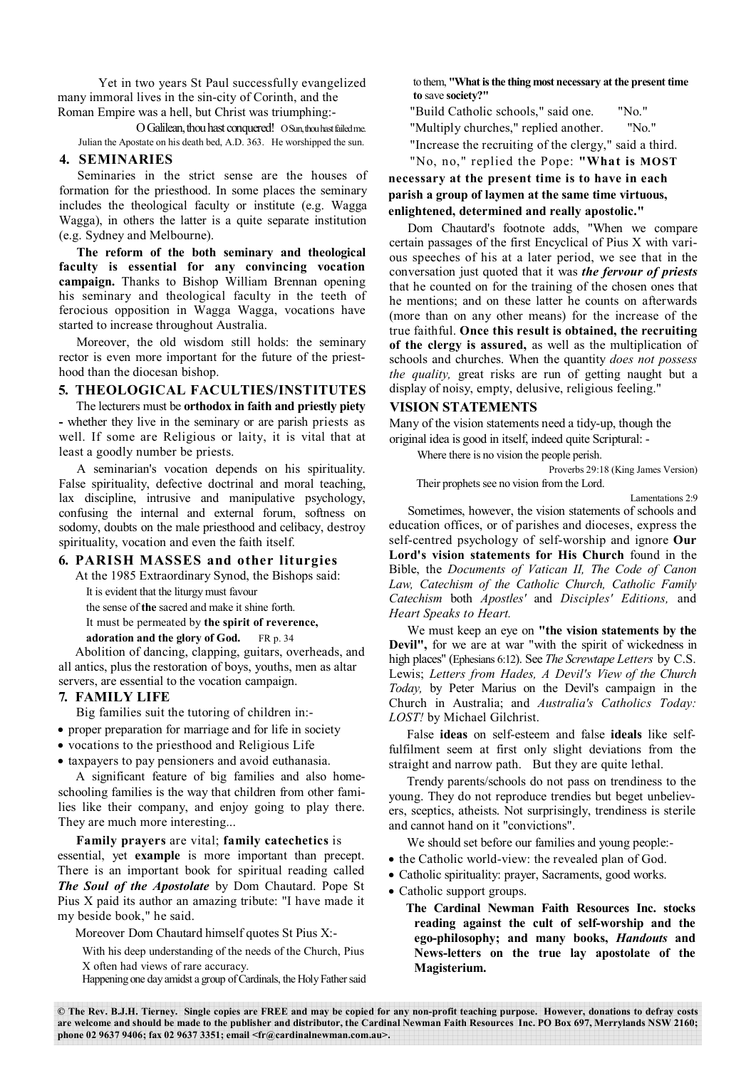Yet in two years St Paul successfully evangelized many immoral lives in the sin-city of Corinth, and the Roman Empire was a hell, but Christ was triumphing:-

> O Galilean, thou hast conquered! O Sun, thou hast failed me.
>
> Julian the Apostate on his death bed, A.D. 363. He worshipped the sun.

## 4. SEMINARIES

Seminaries in the strict sense are the houses of formation for the priesthood. In some places the seminary includes the theological faculty or institute (e.g. Wagga Wagga), in others the latter is a quite separate institution (e.g. Sydney and Melbourne).

**The reform of the both seminary and theological faculty is essential for any convincing vocation campaign.** Thanks to Bishop William Brennan opening his seminary and theological faculty in the teeth of ferocious opposition in Wagga Wagga, vocations have started to increase throughout Australia.

Moreover, the old wisdom still holds: the seminary rector is even more important for the future of the priesthood than the diocesan bishop.

## 5. THEOLOGICAL FACULTIES/INSTITUTES

The lecturers must be **orthodox in faith and priestly piety** - whether they live in the seminary or are parish priests as well. If some are Religious or laity, it is vital that at least a goodly number be priests.

A seminarian's vocation depends on his spirituality. False spirituality, defective doctrinal and moral teaching, lax discipline, intrusive and manipulative psychology, confusing the internal and external forum, softness on sodomy, doubts on the male priesthood and celibacy, destroy spirituality, vocation and even the faith itself.

## 6. PARISH MASSES and other liturgies

At the 1985 Extraordinary Synod, the Bishops said:

> It is evident that the liturgy must favour
> the sense of **the** sacred and make it shine forth.
> It must be permeated by **the spirit of reverence, adoration and the glory of God.** FR p. 34

Abolition of dancing, clapping, guitars, overheads, and all antics, plus the restoration of boys, youths, men as altar servers, are essential to the vocation campaign.

## 7. FAMILY LIFE

Big families suit the tutoring of children in:-

- proper preparation for marriage and for life in society
- vocations to the priesthood and Religious Life
- taxpayers to pay pensioners and avoid euthanasia.

A significant feature of big families and also home-schooling families is the way that children from other families like their company, and enjoy going to play there. They are much more interesting...

**Family prayers** are vital; **family catechetics** is essential, yet **example** is more important than precept. There is an important book for spiritual reading called ***The Soul of the Apostolate*** by Dom Chautard. Pope St Pius X paid its author an amazing tribute: "I have made it my beside book," he said.

Moreover Dom Chautard himself quotes St Pius X:-

> With his deep understanding of the needs of the Church, Pius X often had views of rare accuracy.
>
> Happening one day amidst a group of Cardinals, the Holy Father said to them, **"What is the thing most necessary at the present time to** save **society?"**
>
> "Build Catholic schools," said one. "No."
>
> "Multiply churches," replied another. "No."
>
> "Increase the recruiting of the clergy," said a third.
>
> "No, no," replied the Pope: **"What is MOST necessary at the present time is to have in each parish a group of laymen at the same time virtuous, enlightened, determined and really apostolic."**

Dom Chautard's footnote adds, "When we compare certain passages of the first Encyclical of Pius X with various speeches of his at a later period, we see that in the conversation just quoted that it was ***the fervour of priests*** that he counted on for the training of the chosen ones that he mentions; and on these latter he counts on afterwards (more than on any other means) for the increase of the true faithful. **Once this result is obtained, the recruiting of the clergy is assured,** as well as the multiplication of schools and churches. When the quantity *does not possess the quality,* great risks are run of getting naught but a display of noisy, empty, delusive, religious feeling."

## VISION STATEMENTS

Many of the vision statements need a tidy-up, though the original idea is good in itself, indeed quite Scriptural: -

> Where there is no vision the people perish.
>
> Proverbs 29:18 (King James Version)
>
> Their prophets see no vision from the Lord.
>
> Lamentations 2:9

Sometimes, however, the vision statements of schools and education offices, or of parishes and dioceses, express the self-centred psychology of self-worship and ignore **Our Lord's vision statements for His Church** found in the Bible, the *Documents of Vatican II, The Code of Canon Law, Catechism of the Catholic Church, Catholic Family Catechism* both *Apostles'* and *Disciples' Editions,* and *Heart Speaks to Heart.*

We must keep an eye on **"the vision statements by the Devil",** for we are at war "with the spirit of wickedness in high places" (Ephesians 6:12). See *The Screwtape Letters* by C.S. Lewis; *Letters from Hades, A Devil's View of the Church Today,* by Peter Marius on the Devil's campaign in the Church in Australia; and *Australia's Catholics Today: LOST!* by Michael Gilchrist.

False **ideas** on self-esteem and false **ideals** like self-fulfilment seem at first only slight deviations from the straight and narrow path. But they are quite lethal.

Trendy parents/schools do not pass on trendiness to the young. They do not reproduce trendies but beget unbelievers, sceptics, atheists. Not surprisingly, trendiness is sterile and cannot hand on it "convictions".

We should set before our families and young people:-

- the Catholic world-view: the revealed plan of God.
- Catholic spirituality: prayer, Sacraments, good works.
- Catholic support groups.

**The Cardinal Newman Faith Resources Inc. stocks reading against the cult of self-worship and the ego-philosophy; and many books, *Handouts* and News-letters on the true lay apostolate of the Magisterium.**

**© The Rev. B.J.H. Tierney. Single copies are FREE and may be copied for any non-profit teaching purpose. However, donations to defray costs are welcome and should be made to the publisher and distributor, the Cardinal Newman Faith Resources Inc. PO Box 697, Merrylands NSW 2160; phone 02 9637 9406; fax 02 9637 3351; email <fr@cardinalnewman.com.au>.**